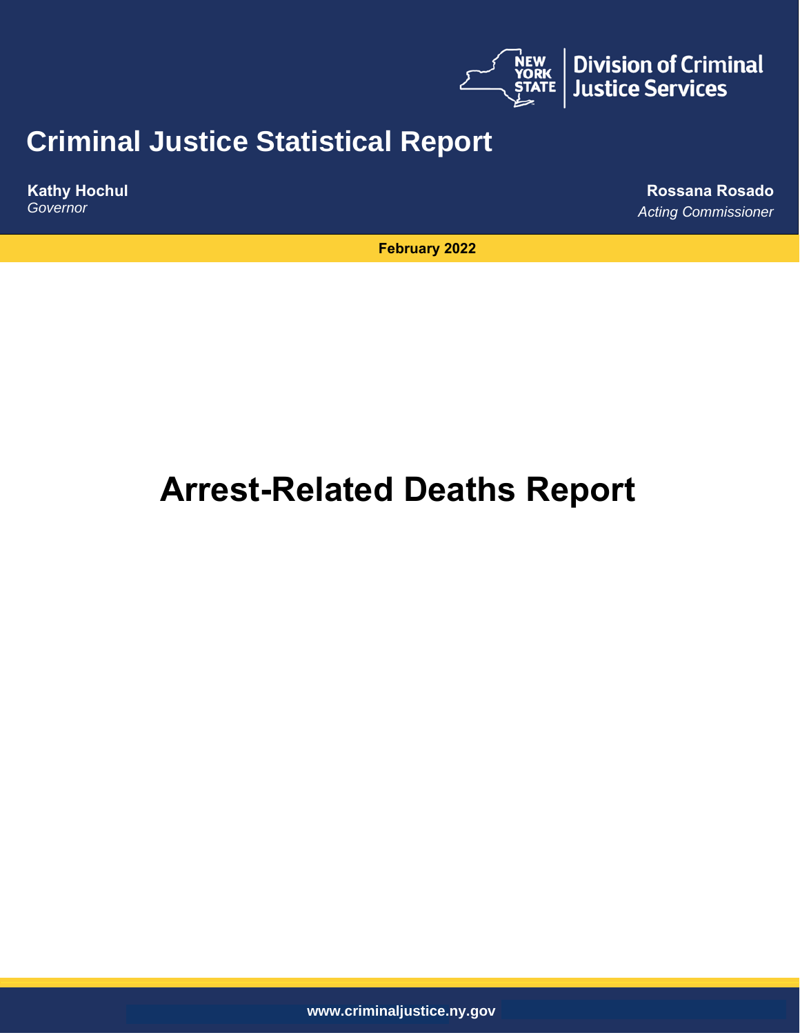NEW YORK STATE | Division of Criminal Justice Services

# Criminal Justice Statistical Report

**Kathy Hochul**
*Governor*

**Rossana Rosado**
*Acting Commissioner*

**February 2022**

# Arrest-Related Deaths Report

**www.criminaljustice.ny.gov**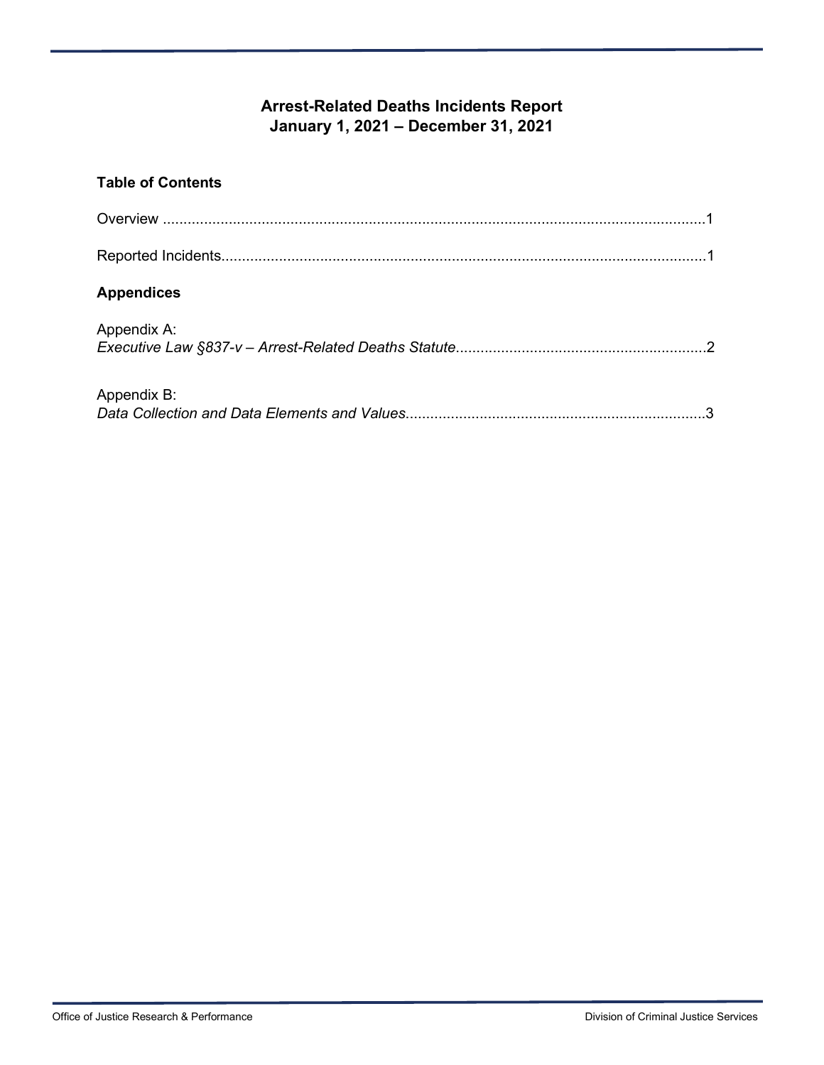# Arrest-Related Deaths Incidents Report
## January 1, 2021 – December 31, 2021

### Table of Contents

Overview ....................................................................................................................................1

Reported Incidents......................................................................................................................1

### Appendices

Appendix A:
*Executive Law §837-v – Arrest-Related Deaths Statute*.............................................................2

Appendix B:
*Data Collection and Data Elements and Values*.........................................................................3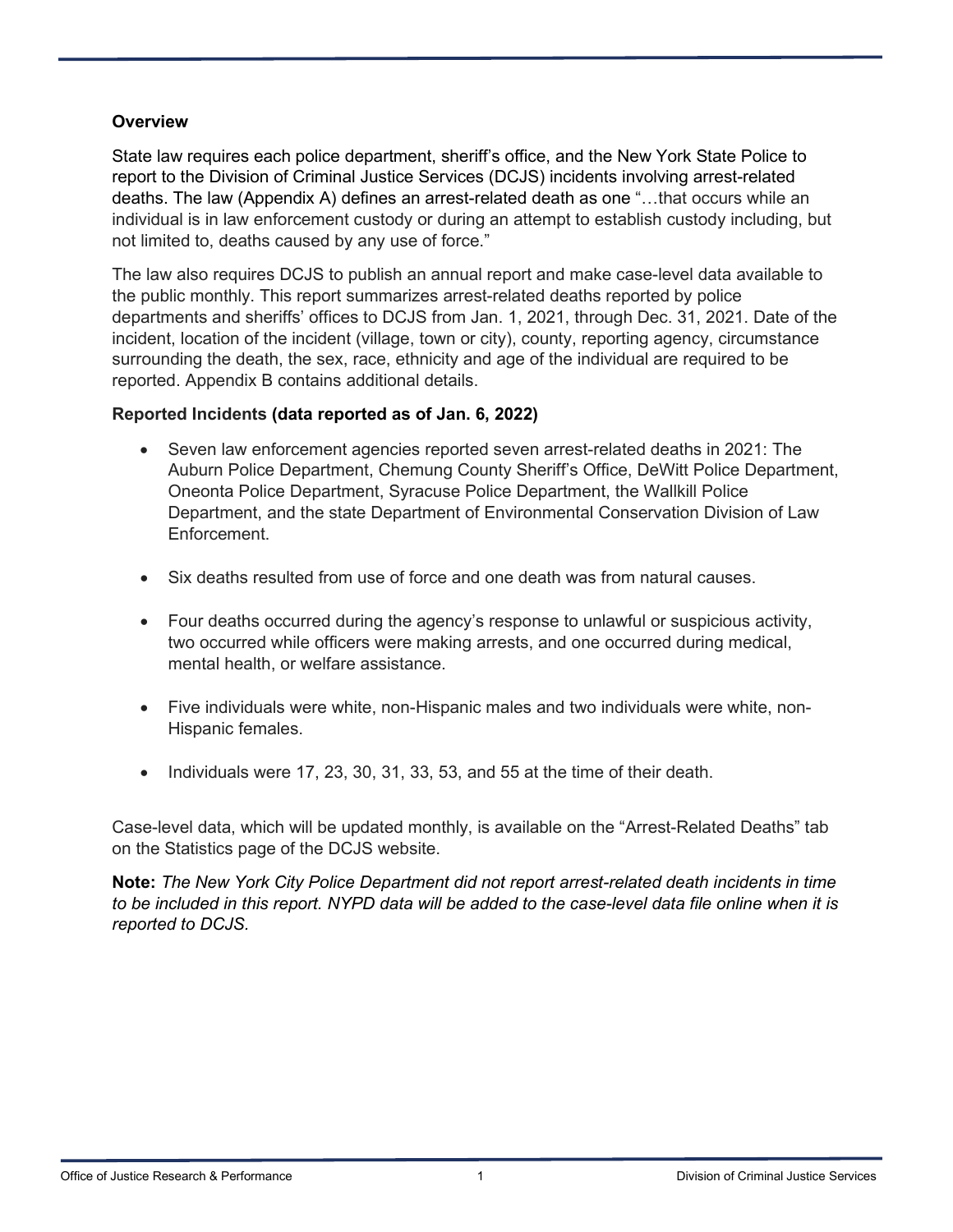## Overview

State law requires each police department, sheriff's office, and the New York State Police to report to the Division of Criminal Justice Services (DCJS) incidents involving arrest-related deaths. The law (Appendix A) defines an arrest-related death as one "…that occurs while an individual is in law enforcement custody or during an attempt to establish custody including, but not limited to, deaths caused by any use of force."

The law also requires DCJS to publish an annual report and make case-level data available to the public monthly. This report summarizes arrest-related deaths reported by police departments and sheriffs' offices to DCJS from Jan. 1, 2021, through Dec. 31, 2021. Date of the incident, location of the incident (village, town or city), county, reporting agency, circumstance surrounding the death, the sex, race, ethnicity and age of the individual are required to be reported. Appendix B contains additional details.

### Reported Incidents (data reported as of Jan. 6, 2022)

- Seven law enforcement agencies reported seven arrest-related deaths in 2021: The Auburn Police Department, Chemung County Sheriff's Office, DeWitt Police Department, Oneonta Police Department, Syracuse Police Department, the Wallkill Police Department, and the state Department of Environmental Conservation Division of Law Enforcement.

- Six deaths resulted from use of force and one death was from natural causes.

- Four deaths occurred during the agency's response to unlawful or suspicious activity, two occurred while officers were making arrests, and one occurred during medical, mental health, or welfare assistance.

- Five individuals were white, non-Hispanic males and two individuals were white, non-Hispanic females.

- Individuals were 17, 23, 30, 31, 33, 53, and 55 at the time of their death.

Case-level data, which will be updated monthly, is available on the "Arrest-Related Deaths" tab on the Statistics page of the DCJS website.

**Note:** *The New York City Police Department did not report arrest-related death incidents in time to be included in this report. NYPD data will be added to the case-level data file online when it is reported to DCJS.*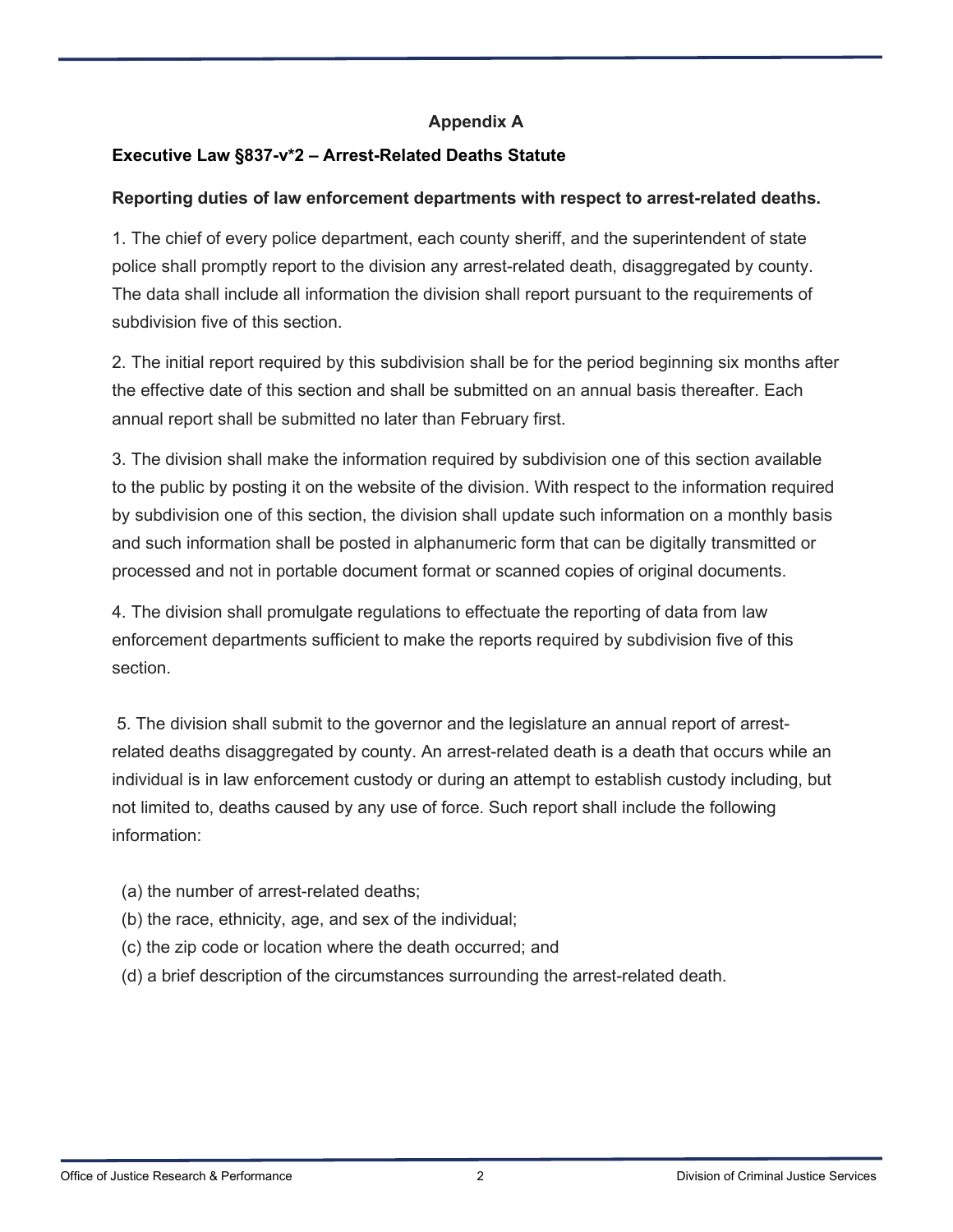## Appendix A

### Executive Law §837-v*2 – Arrest-Related Deaths Statute

**Reporting duties of law enforcement departments with respect to arrest-related deaths.**

1. The chief of every police department, each county sheriff, and the superintendent of state police shall promptly report to the division any arrest-related death, disaggregated by county. The data shall include all information the division shall report pursuant to the requirements of subdivision five of this section.

2. The initial report required by this subdivision shall be for the period beginning six months after the effective date of this section and shall be submitted on an annual basis thereafter. Each annual report shall be submitted no later than February first.

3. The division shall make the information required by subdivision one of this section available to the public by posting it on the website of the division. With respect to the information required by subdivision one of this section, the division shall update such information on a monthly basis and such information shall be posted in alphanumeric form that can be digitally transmitted or processed and not in portable document format or scanned copies of original documents.

4. The division shall promulgate regulations to effectuate the reporting of data from law enforcement departments sufficient to make the reports required by subdivision five of this section.

5. The division shall submit to the governor and the legislature an annual report of arrest-related deaths disaggregated by county. An arrest-related death is a death that occurs while an individual is in law enforcement custody or during an attempt to establish custody including, but not limited to, deaths caused by any use of force. Such report shall include the following information:

   (a) the number of arrest-related deaths;
   (b) the race, ethnicity, age, and sex of the individual;
   (c) the zip code or location where the death occurred; and
   (d) a brief description of the circumstances surrounding the arrest-related death.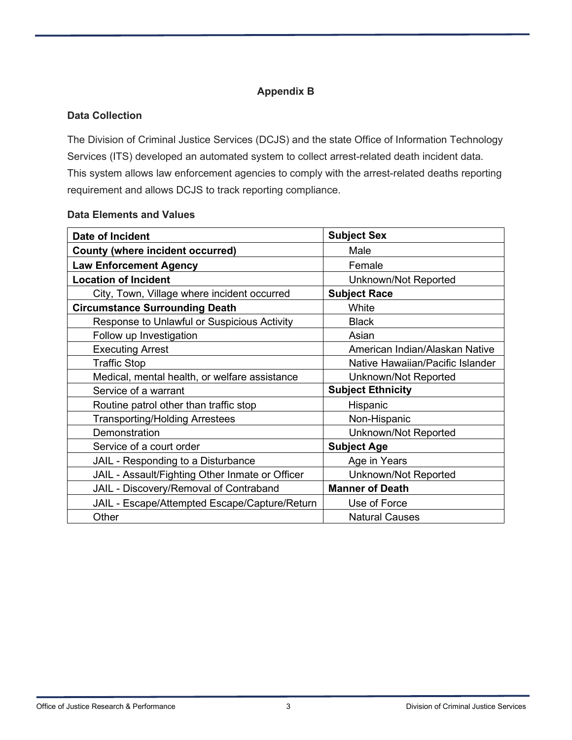## Appendix B

### Data Collection

The Division of Criminal Justice Services (DCJS) and the state Office of Information Technology Services (ITS) developed an automated system to collect arrest-related death incident data. This system allows law enforcement agencies to comply with the arrest-related deaths reporting requirement and allows DCJS to track reporting compliance.

### Data Elements and Values

| | |
|---|---|
| **Date of Incident** | **Subject Sex** |
| **County (where incident occurred)** | Male |
| **Law Enforcement Agency** | Female |
| **Location of Incident** | Unknown/Not Reported |
| City, Town, Village where incident occurred | **Subject Race** |
| **Circumstance Surrounding Death** | White |
| Response to Unlawful or Suspicious Activity | Black |
| Follow up Investigation | Asian |
| Executing Arrest | American Indian/Alaskan Native |
| Traffic Stop | Native Hawaiian/Pacific Islander |
| Medical, mental health, or welfare assistance | Unknown/Not Reported |
| Service of a warrant | **Subject Ethnicity** |
| Routine patrol other than traffic stop | Hispanic |
| Transporting/Holding Arrestees | Non-Hispanic |
| Demonstration | Unknown/Not Reported |
| Service of a court order | **Subject Age** |
| JAIL - Responding to a Disturbance | Age in Years |
| JAIL - Assault/Fighting Other Inmate or Officer | Unknown/Not Reported |
| JAIL - Discovery/Removal of Contraband | **Manner of Death** |
| JAIL - Escape/Attempted Escape/Capture/Return | Use of Force |
| Other | Natural Causes |